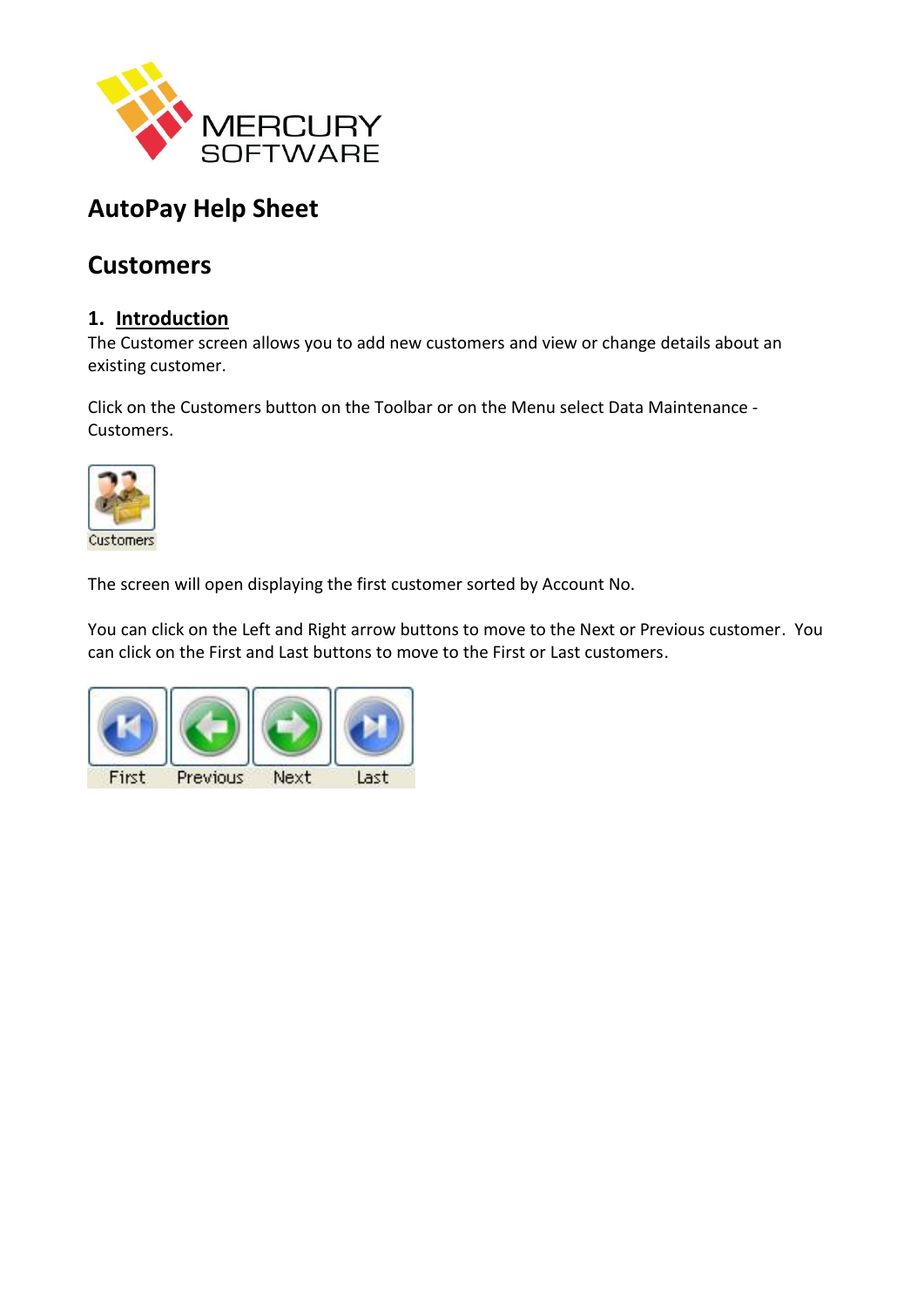# AutoPay Help Sheet

## Customers

### 1. Introduction

The Customer screen allows you to add new customers and view or change details about an existing customer.

Click on the Customers button on the Toolbar or on the Menu select Data Maintenance - Customers.

The screen will open displaying the first customer sorted by Account No.

You can click on the Left and Right arrow buttons to move to the Next or Previous customer. You can click on the First and Last buttons to move to the First or Last customers.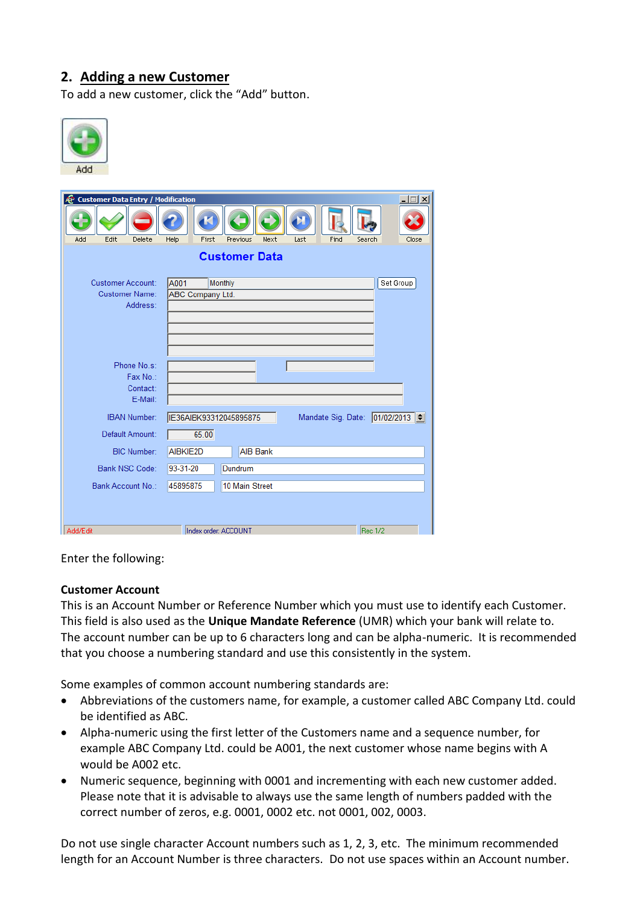## 2. Adding a new Customer

To add a new customer, click the “Add” button.

Enter the following:

**Customer Account**

This is an Account Number or Reference Number which you must use to identify each Customer. This field is also used as the **Unique Mandate Reference** (UMR) which your bank will relate to. The account number can be up to 6 characters long and can be alpha-numeric. It is recommended that you choose a numbering standard and use this consistently in the system.

Some examples of common account numbering standards are:

- Abbreviations of the customers name, for example, a customer called ABC Company Ltd. could be identified as ABC.
- Alpha-numeric using the first letter of the Customers name and a sequence number, for example ABC Company Ltd. could be A001, the next customer whose name begins with A would be A002 etc.
- Numeric sequence, beginning with 0001 and incrementing with each new customer added. Please note that it is advisable to always use the same length of numbers padded with the correct number of zeros, e.g. 0001, 0002 etc. not 0001, 002, 0003.

Do not use single character Account numbers such as 1, 2, 3, etc. The minimum recommended length for an Account Number is three characters. Do not use spaces within an Account number.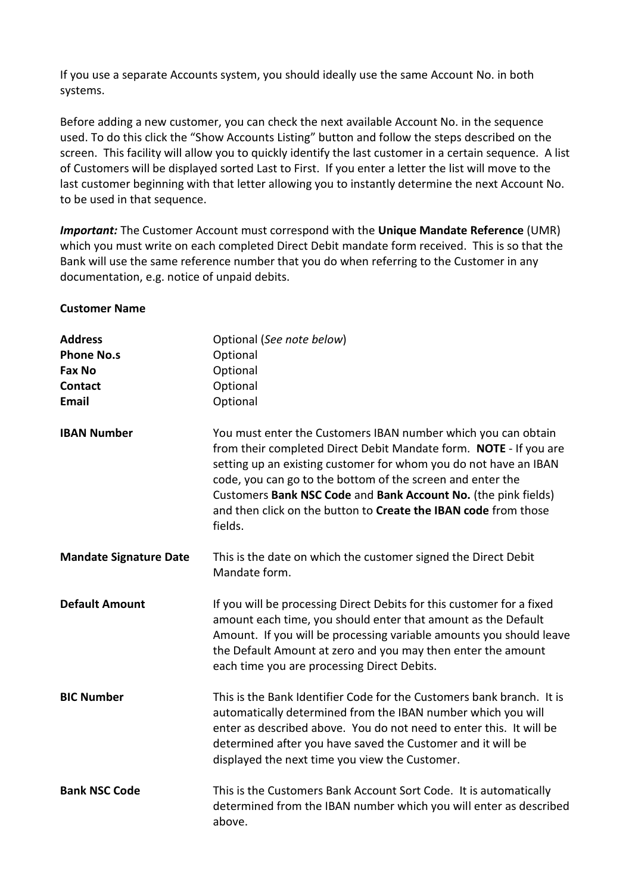If you use a separate Accounts system, you should ideally use the same Account No. in both systems.

Before adding a new customer, you can check the next available Account No. in the sequence used. To do this click the "Show Accounts Listing" button and follow the steps described on the screen. This facility will allow you to quickly identify the last customer in a certain sequence. A list of Customers will be displayed sorted Last to First. If you enter a letter the list will move to the last customer beginning with that letter allowing you to instantly determine the next Account No. to be used in that sequence.

***Important:*** The Customer Account must correspond with the **Unique Mandate Reference** (UMR) which you must write on each completed Direct Debit mandate form received. This is so that the Bank will use the same reference number that you do when referring to the Customer in any documentation, e.g. notice of unpaid debits.

**Customer Name**

| | |
|---|---|
| **Address** | Optional (*See note below*) |
| **Phone No.s** | Optional |
| **Fax No** | Optional |
| **Contact** | Optional |
| **Email** | Optional |
| **IBAN Number** | You must enter the Customers IBAN number which you can obtain from their completed Direct Debit Mandate form. **NOTE** - If you are setting up an existing customer for whom you do not have an IBAN code, you can go to the bottom of the screen and enter the Customers **Bank NSC Code** and **Bank Account No.** (the pink fields) and then click on the button to **Create the IBAN code** from those fields. |
| **Mandate Signature Date** | This is the date on which the customer signed the Direct Debit Mandate form. |
| **Default Amount** | If you will be processing Direct Debits for this customer for a fixed amount each time, you should enter that amount as the Default Amount. If you will be processing variable amounts you should leave the Default Amount at zero and you may then enter the amount each time you are processing Direct Debits. |
| **BIC Number** | This is the Bank Identifier Code for the Customers bank branch. It is automatically determined from the IBAN number which you will enter as described above. You do not need to enter this. It will be determined after you have saved the Customer and it will be displayed the next time you view the Customer. |
| **Bank NSC Code** | This is the Customers Bank Account Sort Code. It is automatically determined from the IBAN number which you will enter as described above. |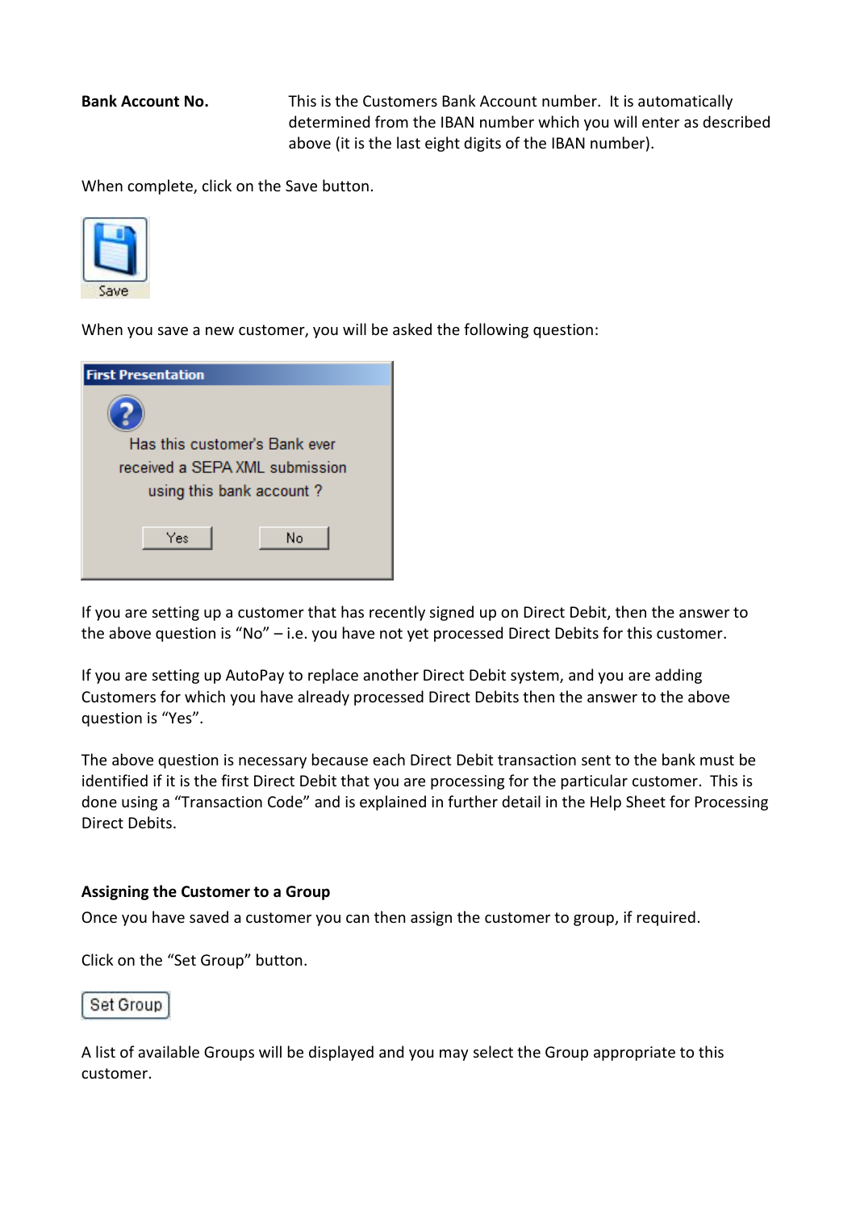**Bank Account No.** This is the Customers Bank Account number. It is automatically determined from the IBAN number which you will enter as described above (it is the last eight digits of the IBAN number).

When complete, click on the Save button.

When you save a new customer, you will be asked the following question:

If you are setting up a customer that has recently signed up on Direct Debit, then the answer to the above question is "No" – i.e. you have not yet processed Direct Debits for this customer.

If you are setting up AutoPay to replace another Direct Debit system, and you are adding Customers for which you have already processed Direct Debits then the answer to the above question is "Yes".

The above question is necessary because each Direct Debit transaction sent to the bank must be identified if it is the first Direct Debit that you are processing for the particular customer. This is done using a "Transaction Code" and is explained in further detail in the Help Sheet for Processing Direct Debits.

**Assigning the Customer to a Group**

Once you have saved a customer you can then assign the customer to group, if required.

Click on the "Set Group" button.

A list of available Groups will be displayed and you may select the Group appropriate to this customer.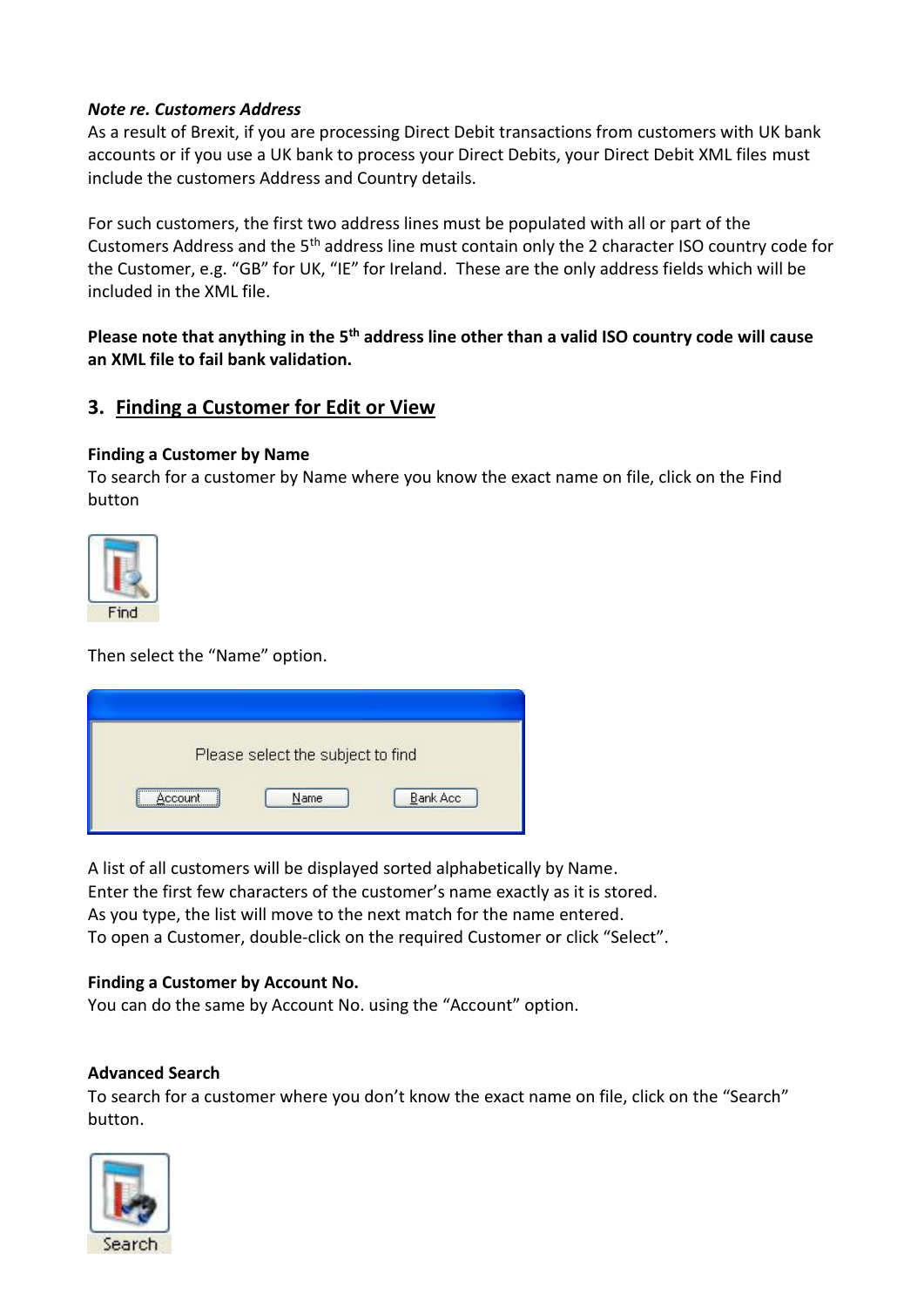***Note re. Customers Address***

As a result of Brexit, if you are processing Direct Debit transactions from customers with UK bank accounts or if you use a UK bank to process your Direct Debits, your Direct Debit XML files must include the customers Address and Country details.

For such customers, the first two address lines must be populated with all or part of the Customers Address and the 5th address line must contain only the 2 character ISO country code for the Customer, e.g. “GB” for UK, “IE” for Ireland. These are the only address fields which will be included in the XML file.

**Please note that anything in the 5th address line other than a valid ISO country code will cause an XML file to fail bank validation.**

## 3. Finding a Customer for Edit or View

**Finding a Customer by Name**

To search for a customer by Name where you know the exact name on file, click on the Find button

Then select the “Name” option.

A list of all customers will be displayed sorted alphabetically by Name.
Enter the first few characters of the customer’s name exactly as it is stored.
As you type, the list will move to the next match for the name entered.
To open a Customer, double-click on the required Customer or click “Select”.

**Finding a Customer by Account No.**

You can do the same by Account No. using the “Account” option.

**Advanced Search**

To search for a customer where you don’t know the exact name on file, click on the “Search” button.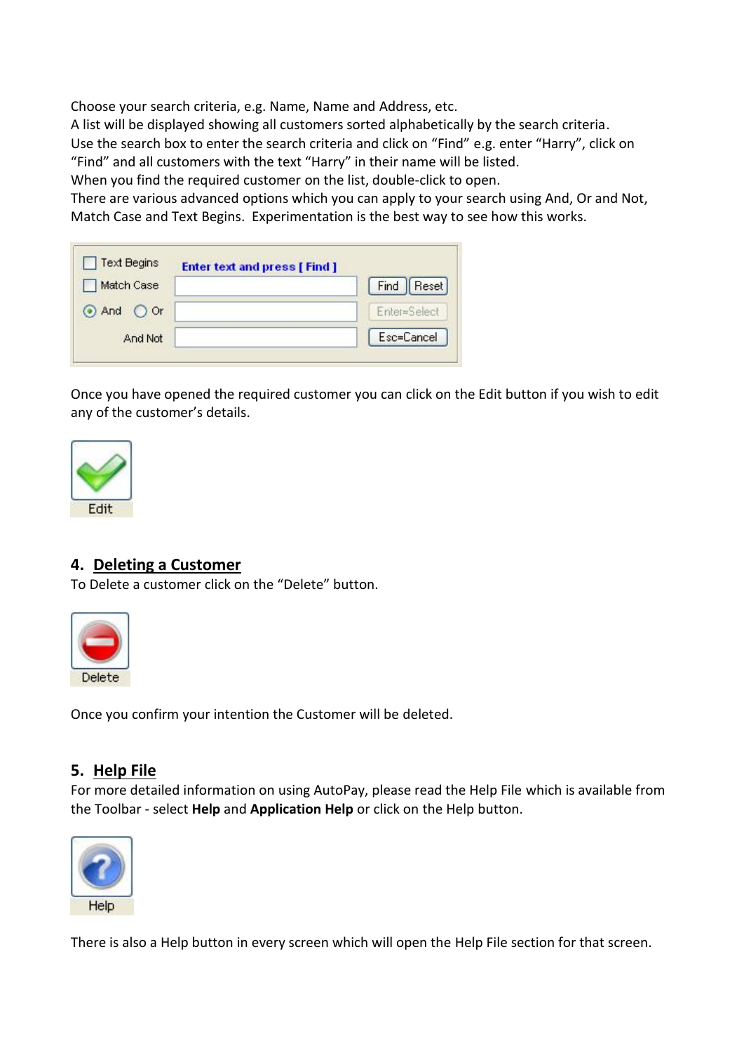Choose your search criteria, e.g. Name, Name and Address, etc.
A list will be displayed showing all customers sorted alphabetically by the search criteria.
Use the search box to enter the search criteria and click on “Find” e.g. enter “Harry”, click on “Find” and all customers with the text “Harry” in their name will be listed.
When you find the required customer on the list, double-click to open.
There are various advanced options which you can apply to your search using And, Or and Not, Match Case and Text Begins. Experimentation is the best way to see how this works.

Once you have opened the required customer you can click on the Edit button if you wish to edit any of the customer’s details.

## 4. Deleting a Customer

To Delete a customer click on the “Delete” button.

Once you confirm your intention the Customer will be deleted.

## 5. Help File

For more detailed information on using AutoPay, please read the Help File which is available from the Toolbar - select **Help** and **Application Help** or click on the Help button.

There is also a Help button in every screen which will open the Help File section for that screen.